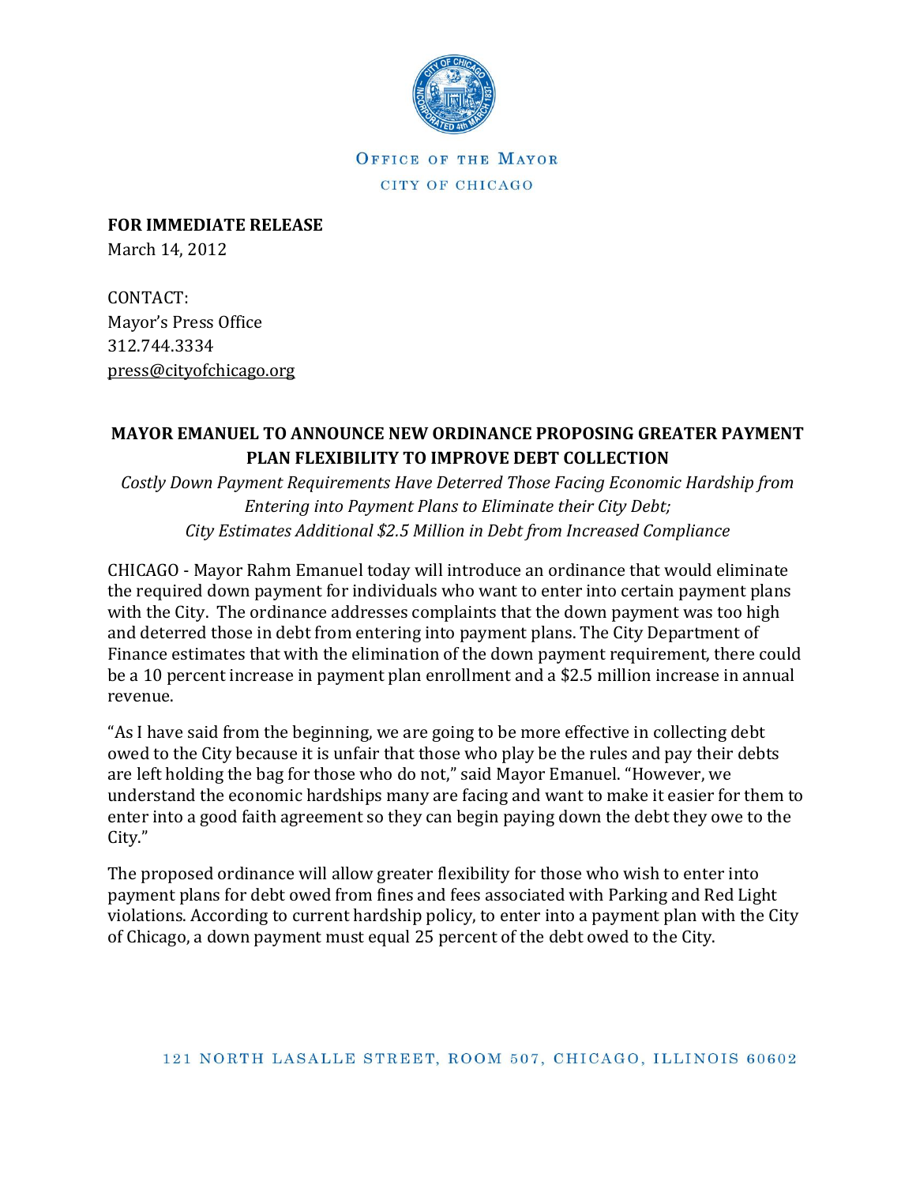OFFICE OF THE MAYOR
CITY OF CHICAGO

**FOR IMMEDIATE RELEASE**
March 14, 2012

CONTACT:
Mayor's Press Office
312.744.3334
press@cityofchicago.org

## MAYOR EMANUEL TO ANNOUNCE NEW ORDINANCE PROPOSING GREATER PAYMENT PLAN FLEXIBILITY TO IMPROVE DEBT COLLECTION

*Costly Down Payment Requirements Have Deterred Those Facing Economic Hardship from Entering into Payment Plans to Eliminate their City Debt;*
*City Estimates Additional $2.5 Million in Debt from Increased Compliance*

CHICAGO - Mayor Rahm Emanuel today will introduce an ordinance that would eliminate the required down payment for individuals who want to enter into certain payment plans with the City. The ordinance addresses complaints that the down payment was too high and deterred those in debt from entering into payment plans. The City Department of Finance estimates that with the elimination of the down payment requirement, there could be a 10 percent increase in payment plan enrollment and a $2.5 million increase in annual revenue.

"As I have said from the beginning, we are going to be more effective in collecting debt owed to the City because it is unfair that those who play be the rules and pay their debts are left holding the bag for those who do not," said Mayor Emanuel. "However, we understand the economic hardships many are facing and want to make it easier for them to enter into a good faith agreement so they can begin paying down the debt they owe to the City."

The proposed ordinance will allow greater flexibility for those who wish to enter into payment plans for debt owed from fines and fees associated with Parking and Red Light violations. According to current hardship policy, to enter into a payment plan with the City of Chicago, a down payment must equal 25 percent of the debt owed to the City.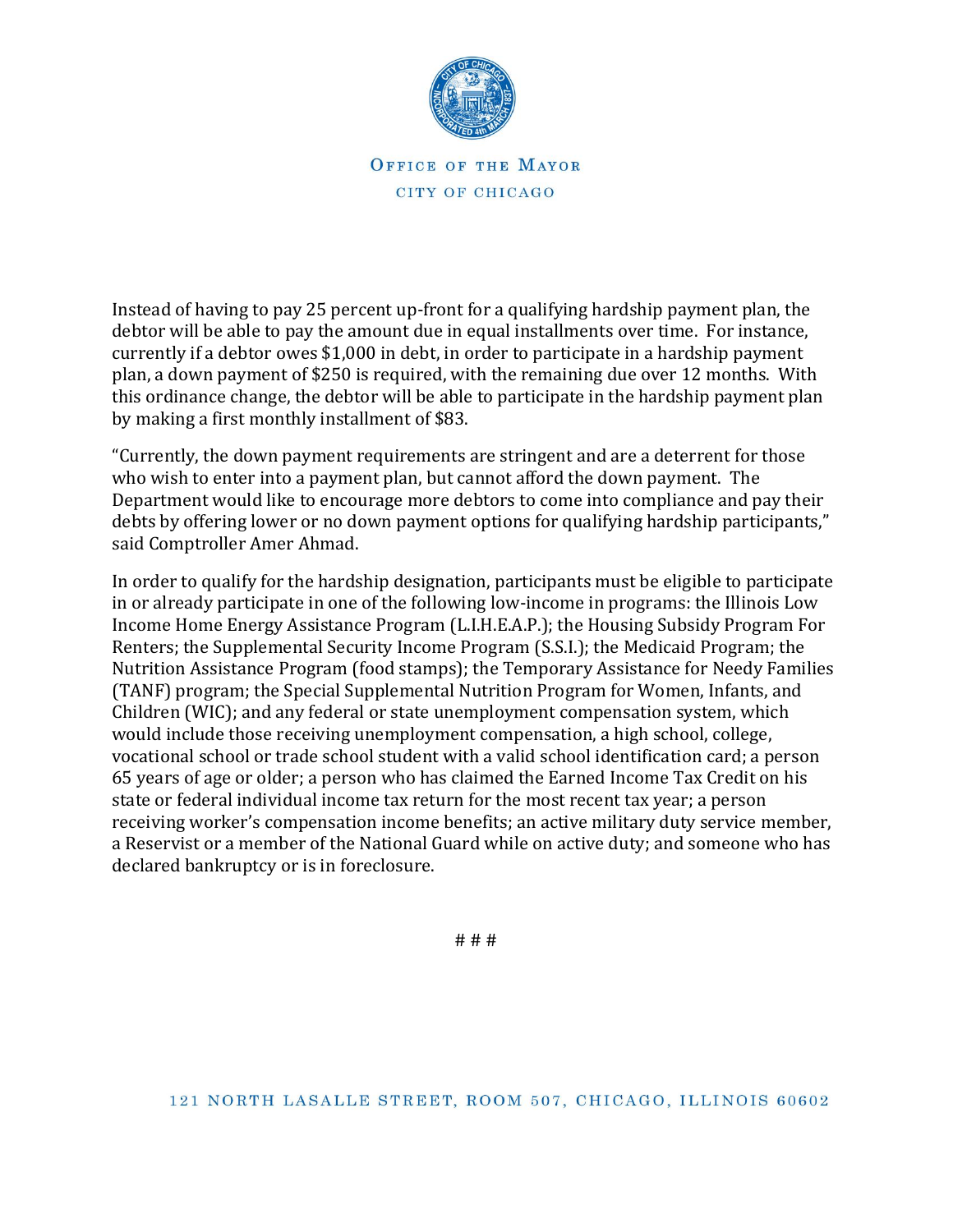Instead of having to pay 25 percent up-front for a qualifying hardship payment plan, the debtor will be able to pay the amount due in equal installments over time. For instance, currently if a debtor owes $1,000 in debt, in order to participate in a hardship payment plan, a down payment of $250 is required, with the remaining due over 12 months. With this ordinance change, the debtor will be able to participate in the hardship payment plan by making a first monthly installment of $83.

"Currently, the down payment requirements are stringent and are a deterrent for those who wish to enter into a payment plan, but cannot afford the down payment. The Department would like to encourage more debtors to come into compliance and pay their debts by offering lower or no down payment options for qualifying hardship participants," said Comptroller Amer Ahmad.

In order to qualify for the hardship designation, participants must be eligible to participate in or already participate in one of the following low-income in programs: the Illinois Low Income Home Energy Assistance Program (L.I.H.E.A.P.); the Housing Subsidy Program For Renters; the Supplemental Security Income Program (S.S.I.); the Medicaid Program; the Nutrition Assistance Program (food stamps); the Temporary Assistance for Needy Families (TANF) program; the Special Supplemental Nutrition Program for Women, Infants, and Children (WIC); and any federal or state unemployment compensation system, which would include those receiving unemployment compensation, a high school, college, vocational school or trade school student with a valid school identification card; a person 65 years of age or older; a person who has claimed the Earned Income Tax Credit on his state or federal individual income tax return for the most recent tax year; a person receiving worker's compensation income benefits; an active military duty service member, a Reservist or a member of the National Guard while on active duty; and someone who has declared bankruptcy or is in foreclosure.

# # #